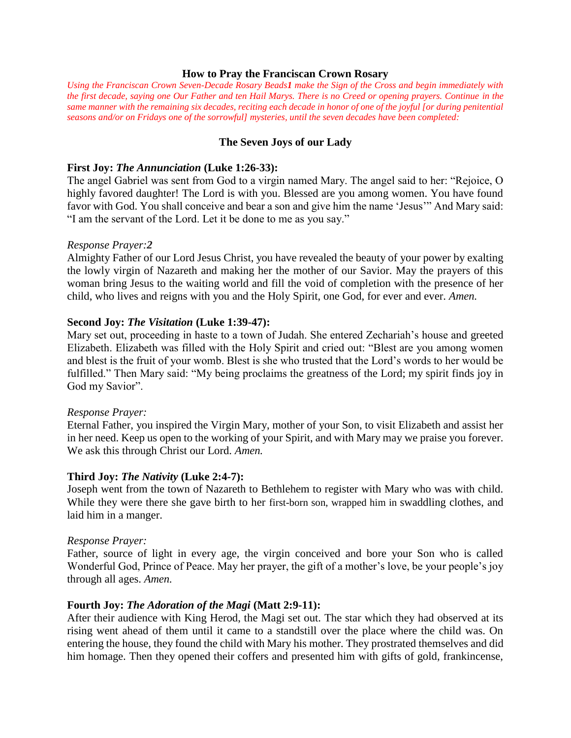## How to Pray the Franciscan Crown Rosary

*Using the Franciscan Crown Seven-Decade Rosary Beads[1] make the Sign of the Cross and begin immediately with the first decade, saying one Our Father and ten Hail Marys. There is no Creed or opening prayers. Continue in the same manner with the remaining six decades, reciting each decade in honor of one of the joyful [or during penitential seasons and/or on Fridays one of the sorrowful] mysteries, until the seven decades have been completed:*

### The Seven Joys of our Lady

**First Joy: *The Annunciation* (Luke 1:26-33):**
The angel Gabriel was sent from God to a virgin named Mary. The angel said to her: "Rejoice, O highly favored daughter! The Lord is with you. Blessed are you among women. You have found favor with God. You shall conceive and bear a son and give him the name 'Jesus'" And Mary said: "I am the servant of the Lord. Let it be done to me as you say."

*Response Prayer:[2]*
Almighty Father of our Lord Jesus Christ, you have revealed the beauty of your power by exalting the lowly virgin of Nazareth and making her the mother of our Savior. May the prayers of this woman bring Jesus to the waiting world and fill the void of completion with the presence of her child, who lives and reigns with you and the Holy Spirit, one God, for ever and ever. *Amen.*

**Second Joy: *The Visitation* (Luke 1:39-47):**
Mary set out, proceeding in haste to a town of Judah. She entered Zechariah's house and greeted Elizabeth. Elizabeth was filled with the Holy Spirit and cried out: "Blest are you among women and blest is the fruit of your womb. Blest is she who trusted that the Lord's words to her would be fulfilled." Then Mary said: "My being proclaims the greatness of the Lord; my spirit finds joy in God my Savior".

*Response Prayer:*
Eternal Father, you inspired the Virgin Mary, mother of your Son, to visit Elizabeth and assist her in her need. Keep us open to the working of your Spirit, and with Mary may we praise you forever. We ask this through Christ our Lord. *Amen.*

**Third Joy: *The Nativity* (Luke 2:4-7):**
Joseph went from the town of Nazareth to Bethlehem to register with Mary who was with child. While they were there she gave birth to her first-born son, wrapped him in swaddling clothes, and laid him in a manger.

*Response Prayer:*
Father, source of light in every age, the virgin conceived and bore your Son who is called Wonderful God, Prince of Peace. May her prayer, the gift of a mother's love, be your people's joy through all ages. *Amen.*

**Fourth Joy: *The Adoration of the Magi* (Matt 2:9-11):**
After their audience with King Herod, the Magi set out. The star which they had observed at its rising went ahead of them until it came to a standstill over the place where the child was. On entering the house, they found the child with Mary his mother. They prostrated themselves and did him homage. Then they opened their coffers and presented him with gifts of gold, frankincense,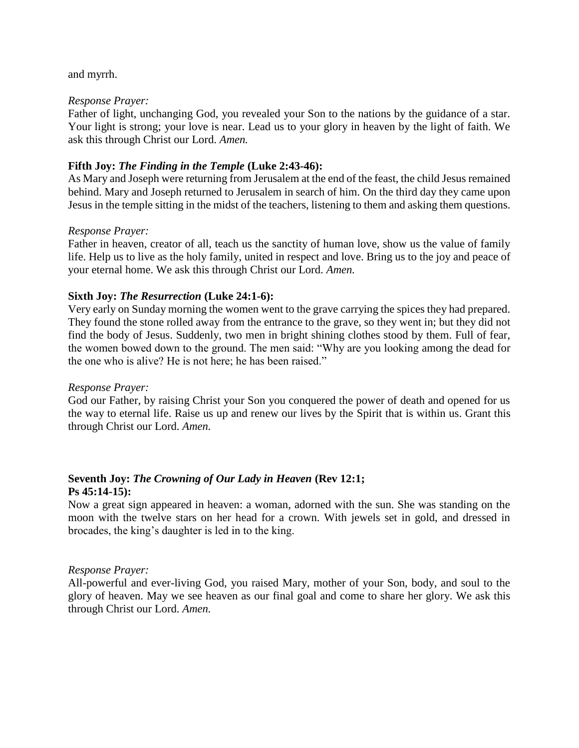and myrrh.

*Response Prayer:*
Father of light, unchanging God, you revealed your Son to the nations by the guidance of a star. Your light is strong; your love is near. Lead us to your glory in heaven by the light of faith. We ask this through Christ our Lord. *Amen.*

**Fifth Joy:** ***The Finding in the Temple*** **(Luke 2:43-46):**
As Mary and Joseph were returning from Jerusalem at the end of the feast, the child Jesus remained behind. Mary and Joseph returned to Jerusalem in search of him. On the third day they came upon Jesus in the temple sitting in the midst of the teachers, listening to them and asking them questions.

*Response Prayer:*
Father in heaven, creator of all, teach us the sanctity of human love, show us the value of family life. Help us to live as the holy family, united in respect and love. Bring us to the joy and peace of your eternal home. We ask this through Christ our Lord. *Amen.*

**Sixth Joy:** ***The Resurrection*** **(Luke 24:1-6):**
Very early on Sunday morning the women went to the grave carrying the spices they had prepared. They found the stone rolled away from the entrance to the grave, so they went in; but they did not find the body of Jesus. Suddenly, two men in bright shining clothes stood by them. Full of fear, the women bowed down to the ground. The men said: "Why are you looking among the dead for the one who is alive? He is not here; he has been raised."

*Response Prayer:*
God our Father, by raising Christ your Son you conquered the power of death and opened for us the way to eternal life. Raise us up and renew our lives by the Spirit that is within us. Grant this through Christ our Lord. *Amen.*

**Seventh Joy:** ***The Crowning of Our Lady in Heaven*** **(Rev 12:1; Ps 45:14-15):**
Now a great sign appeared in heaven: a woman, adorned with the sun. She was standing on the moon with the twelve stars on her head for a crown. With jewels set in gold, and dressed in brocades, the king's daughter is led in to the king.

*Response Prayer:*
All-powerful and ever-living God, you raised Mary, mother of your Son, body, and soul to the glory of heaven. May we see heaven as our final goal and come to share her glory. We ask this through Christ our Lord. *Amen.*